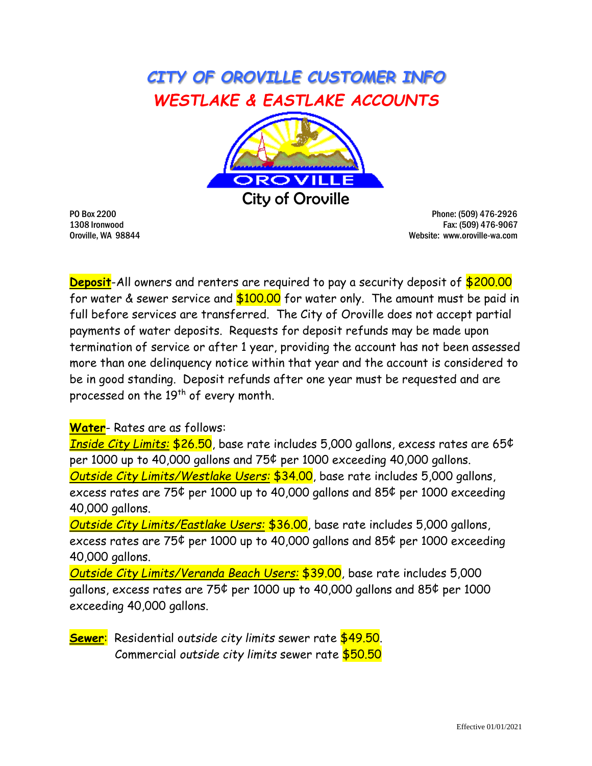# CITY OF OROVILLE CUSTOMER INFO

## WESTLAKE & EASTLAKE ACCOUNTS

City of Oroville

PO Box 2200
1308 Ironwood
Oroville, WA 98844

Phone: (509) 476-2926
Fax: (509) 476-9067
Website: www.oroville-wa.com

**Deposit**-All owners and renters are required to pay a security deposit of $200.00 for water & sewer service and $100.00 for water only. The amount must be paid in full before services are transferred. The City of Oroville does not accept partial payments of water deposits. Requests for deposit refunds may be made upon termination of service or after 1 year, providing the account has not been assessed more than one delinquency notice within that year and the account is considered to be in good standing. Deposit refunds after one year must be requested and are processed on the 19th of every month.

**Water**- Rates are as follows:

*Inside City Limits:* $26.50, base rate includes 5,000 gallons, excess rates are 65¢ per 1000 up to 40,000 gallons and 75¢ per 1000 exceeding 40,000 gallons.

*Outside City Limits/Westlake Users:* $34.00, base rate includes 5,000 gallons, excess rates are 75¢ per 1000 up to 40,000 gallons and 85¢ per 1000 exceeding 40,000 gallons.

*Outside City Limits/Eastlake Users:* $36.00, base rate includes 5,000 gallons, excess rates are 75¢ per 1000 up to 40,000 gallons and 85¢ per 1000 exceeding 40,000 gallons.

*Outside City Limits/Veranda Beach Users:* $39.00, base rate includes 5,000 gallons, excess rates are 75¢ per 1000 up to 40,000 gallons and 85¢ per 1000 exceeding 40,000 gallons.

**Sewer**: Residential *outside city limits* sewer rate $49.50.
Commercial *outside city limits* sewer rate $50.50

Effective 01/01/2021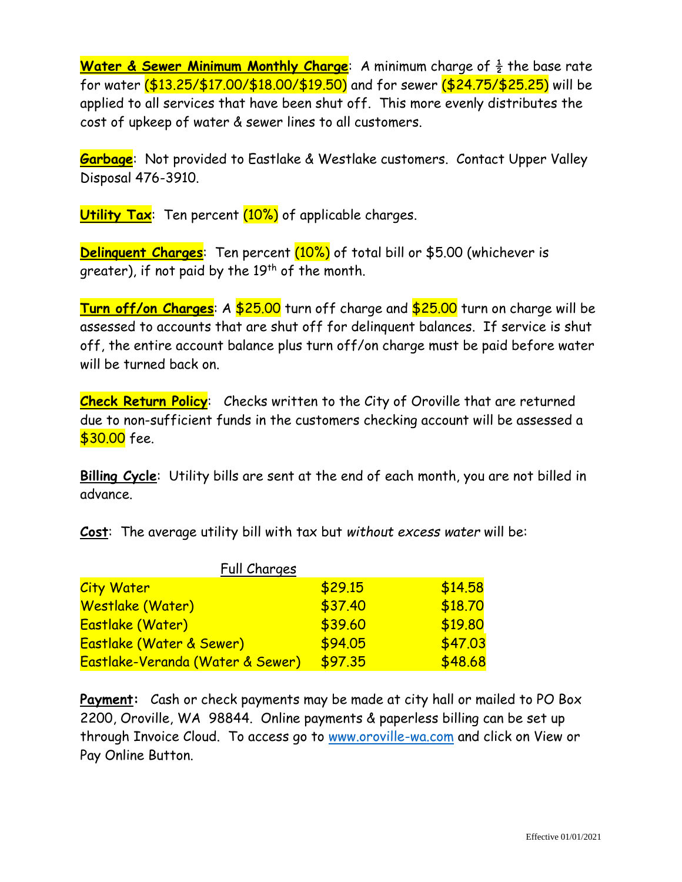**Water & Sewer Minimum Monthly Charge**: A minimum charge of ½ the base rate for water ($13.25/$17.00/$18.00/$19.50) and for sewer ($24.75/$25.25) will be applied to all services that have been shut off. This more evenly distributes the cost of upkeep of water & sewer lines to all customers.

**Garbage**: Not provided to Eastlake & Westlake customers. Contact Upper Valley Disposal 476-3910.

**Utility Tax**: Ten percent (10%) of applicable charges.

**Delinquent Charges**: Ten percent (10%) of total bill or $5.00 (whichever is greater), if not paid by the 19th of the month.

**Turn off/on Charges**: A $25.00 turn off charge and $25.00 turn on charge will be assessed to accounts that are shut off for delinquent balances. If service is shut off, the entire account balance plus turn off/on charge must be paid before water will be turned back on.

**Check Return Policy**: Checks written to the City of Oroville that are returned due to non-sufficient funds in the customers checking account will be assessed a $30.00 fee.

**Billing Cycle**: Utility bills are sent at the end of each month, you are not billed in advance.

**Cost**: The average utility bill with tax but *without excess water* will be:

| Full Charges | | |
|---|---|---|
| City Water | $29.15 | $14.58 |
| Westlake (Water) | $37.40 | $18.70 |
| Eastlake (Water) | $39.60 | $19.80 |
| Eastlake (Water & Sewer) | $94.05 | $47.03 |
| Eastlake-Veranda (Water & Sewer) | $97.35 | $48.68 |

**Payment:** Cash or check payments may be made at city hall or mailed to PO Box 2200, Oroville, WA 98844. Online payments & paperless billing can be set up through Invoice Cloud. To access go to www.oroville-wa.com and click on View or Pay Online Button.

Effective 01/01/2021